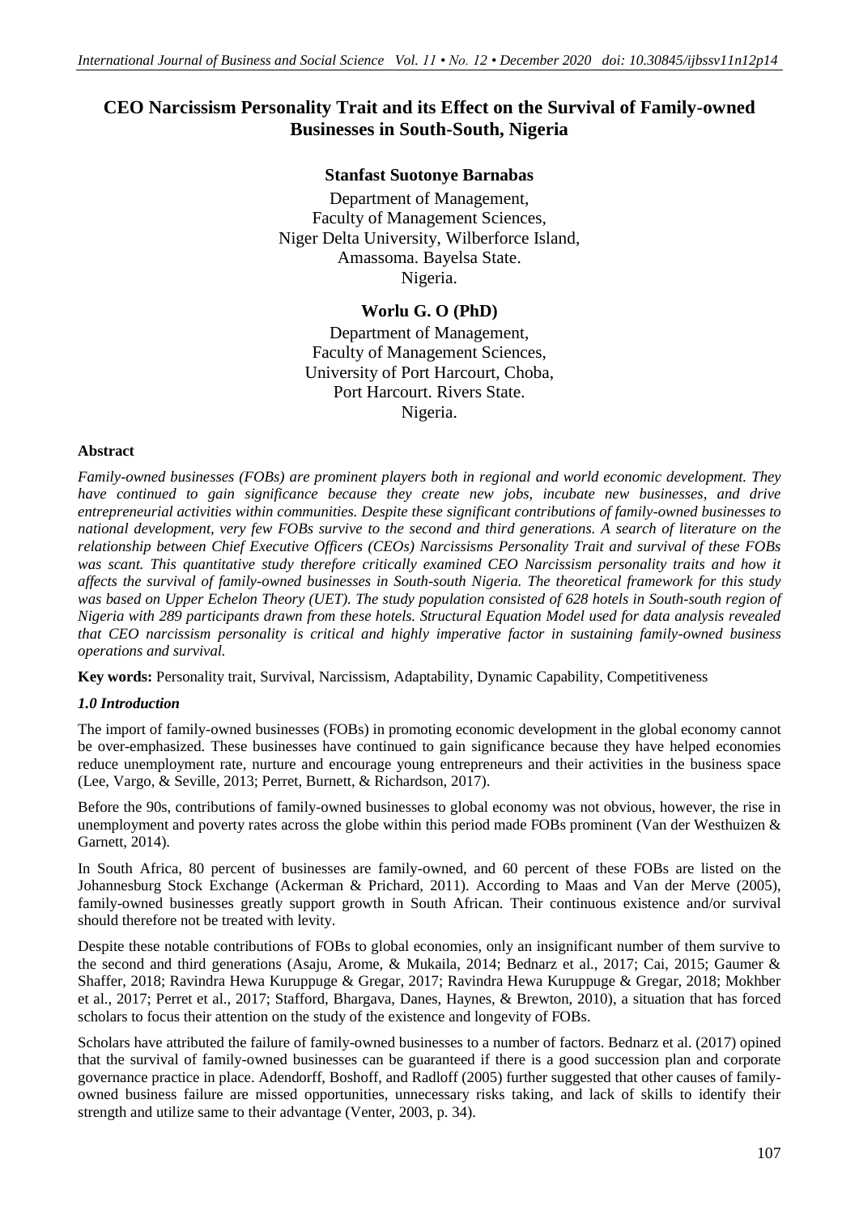# CEO Narcissism Personality Trait and its Effect on the Survival of Family-owned Businesses in South-South, Nigeria

**Stanfast Suotonye Barnabas**

Department of Management,
Faculty of Management Sciences,
Niger Delta University, Wilberforce Island,
Amassoma. Bayelsa State.
Nigeria.

**Worlu G. O (PhD)**

Department of Management,
Faculty of Management Sciences,
University of Port Harcourt, Choba,
Port Harcourt. Rivers State.
Nigeria.

## Abstract

*Family-owned businesses (FOBs) are prominent players both in regional and world economic development. They have continued to gain significance because they create new jobs, incubate new businesses, and drive entrepreneurial activities within communities. Despite these significant contributions of family-owned businesses to national development, very few FOBs survive to the second and third generations. A search of literature on the relationship between Chief Executive Officers (CEOs) Narcissisms Personality Trait and survival of these FOBs was scant. This quantitative study therefore critically examined CEO Narcissism personality traits and how it affects the survival of family-owned businesses in South-south Nigeria. The theoretical framework for this study was based on Upper Echelon Theory (UET). The study population consisted of 628 hotels in South-south region of Nigeria with 289 participants drawn from these hotels. Structural Equation Model used for data analysis revealed that CEO narcissism personality is critical and highly imperative factor in sustaining family-owned business operations and survival.*

**Key words:** Personality trait, Survival, Narcissism, Adaptability, Dynamic Capability, Competitiveness

## *1.0 Introduction*

The import of family-owned businesses (FOBs) in promoting economic development in the global economy cannot be over-emphasized. These businesses have continued to gain significance because they have helped economies reduce unemployment rate, nurture and encourage young entrepreneurs and their activities in the business space (Lee, Vargo, & Seville, 2013; Perret, Burnett, & Richardson, 2017).

Before the 90s, contributions of family-owned businesses to global economy was not obvious, however, the rise in unemployment and poverty rates across the globe within this period made FOBs prominent (Van der Westhuizen & Garnett, 2014).

In South Africa, 80 percent of businesses are family-owned, and 60 percent of these FOBs are listed on the Johannesburg Stock Exchange (Ackerman & Prichard, 2011). According to Maas and Van der Merve (2005), family-owned businesses greatly support growth in South African. Their continuous existence and/or survival should therefore not be treated with levity.

Despite these notable contributions of FOBs to global economies, only an insignificant number of them survive to the second and third generations (Asaju, Arome, & Mukaila, 2014; Bednarz et al., 2017; Cai, 2015; Gaumer & Shaffer, 2018; Ravindra Hewa Kuruppuge & Gregar, 2017; Ravindra Hewa Kuruppuge & Gregar, 2018; Mokhber et al., 2017; Perret et al., 2017; Stafford, Bhargava, Danes, Haynes, & Brewton, 2010), a situation that has forced scholars to focus their attention on the study of the existence and longevity of FOBs.

Scholars have attributed the failure of family-owned businesses to a number of factors. Bednarz et al. (2017) opined that the survival of family-owned businesses can be guaranteed if there is a good succession plan and corporate governance practice in place. Adendorff, Boshoff, and Radloff (2005) further suggested that other causes of family-owned business failure are missed opportunities, unnecessary risks taking, and lack of skills to identify their strength and utilize same to their advantage (Venter, 2003, p. 34).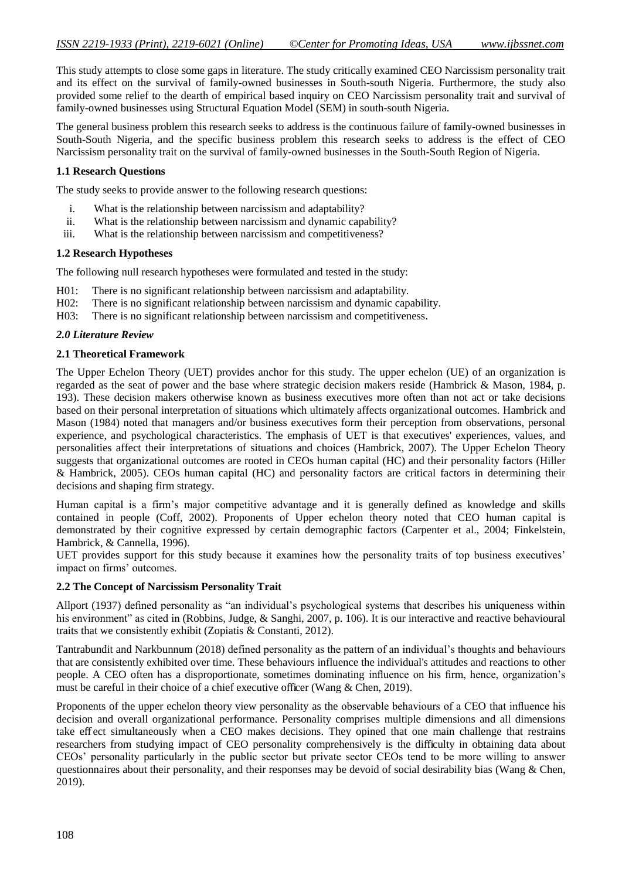This study attempts to close some gaps in literature. The study critically examined CEO Narcissism personality trait and its effect on the survival of family-owned businesses in South-south Nigeria. Furthermore, the study also provided some relief to the dearth of empirical based inquiry on CEO Narcissism personality trait and survival of family-owned businesses using Structural Equation Model (SEM) in south-south Nigeria.

The general business problem this research seeks to address is the continuous failure of family-owned businesses in South-South Nigeria, and the specific business problem this research seeks to address is the effect of CEO Narcissism personality trait on the survival of family-owned businesses in the South-South Region of Nigeria.

### 1.1 Research Questions

The study seeks to provide answer to the following research questions:

i. What is the relationship between narcissism and adaptability?
ii. What is the relationship between narcissism and dynamic capability?
iii. What is the relationship between narcissism and competitiveness?

### 1.2 Research Hypotheses

The following null research hypotheses were formulated and tested in the study:

H01: There is no significant relationship between narcissism and adaptability.
H02: There is no significant relationship between narcissism and dynamic capability.
H03: There is no significant relationship between narcissism and competitiveness.

## *2.0 Literature Review*

### 2.1 Theoretical Framework

The Upper Echelon Theory (UET) provides anchor for this study. The upper echelon (UE) of an organization is regarded as the seat of power and the base where strategic decision makers reside (Hambrick & Mason, 1984, p. 193). These decision makers otherwise known as business executives more often than not act or take decisions based on their personal interpretation of situations which ultimately affects organizational outcomes. Hambrick and Mason (1984) noted that managers and/or business executives form their perception from observations, personal experience, and psychological characteristics. The emphasis of UET is that executives' experiences, values, and personalities affect their interpretations of situations and choices (Hambrick, 2007). The Upper Echelon Theory suggests that organizational outcomes are rooted in CEOs human capital (HC) and their personality factors (Hiller & Hambrick, 2005). CEOs human capital (HC) and personality factors are critical factors in determining their decisions and shaping firm strategy.

Human capital is a firm's major competitive advantage and it is generally defined as knowledge and skills contained in people (Coff, 2002). Proponents of Upper echelon theory noted that CEO human capital is demonstrated by their cognitive expressed by certain demographic factors (Carpenter et al., 2004; Finkelstein, Hambrick, & Cannella, 1996).

UET provides support for this study because it examines how the personality traits of top business executives' impact on firms' outcomes.

### 2.2 The Concept of Narcissism Personality Trait

Allport (1937) defined personality as "an individual's psychological systems that describes his uniqueness within his environment" as cited in (Robbins, Judge, & Sanghi, 2007, p. 106). It is our interactive and reactive behavioural traits that we consistently exhibit (Zopiatis & Constanti, 2012).

Tantrabundit and Narkbunnum (2018) defined personality as the pattern of an individual's thoughts and behaviours that are consistently exhibited over time. These behaviours influence the individual's attitudes and reactions to other people. A CEO often has a disproportionate, sometimes dominating influence on his firm, hence, organization's must be careful in their choice of a chief executive officer (Wang & Chen, 2019).

Proponents of the upper echelon theory view personality as the observable behaviours of a CEO that influence his decision and overall organizational performance. Personality comprises multiple dimensions and all dimensions take effect simultaneously when a CEO makes decisions. They opined that one main challenge that restrains researchers from studying impact of CEO personality comprehensively is the difficulty in obtaining data about CEOs' personality particularly in the public sector but private sector CEOs tend to be more willing to answer questionnaires about their personality, and their responses may be devoid of social desirability bias (Wang & Chen, 2019).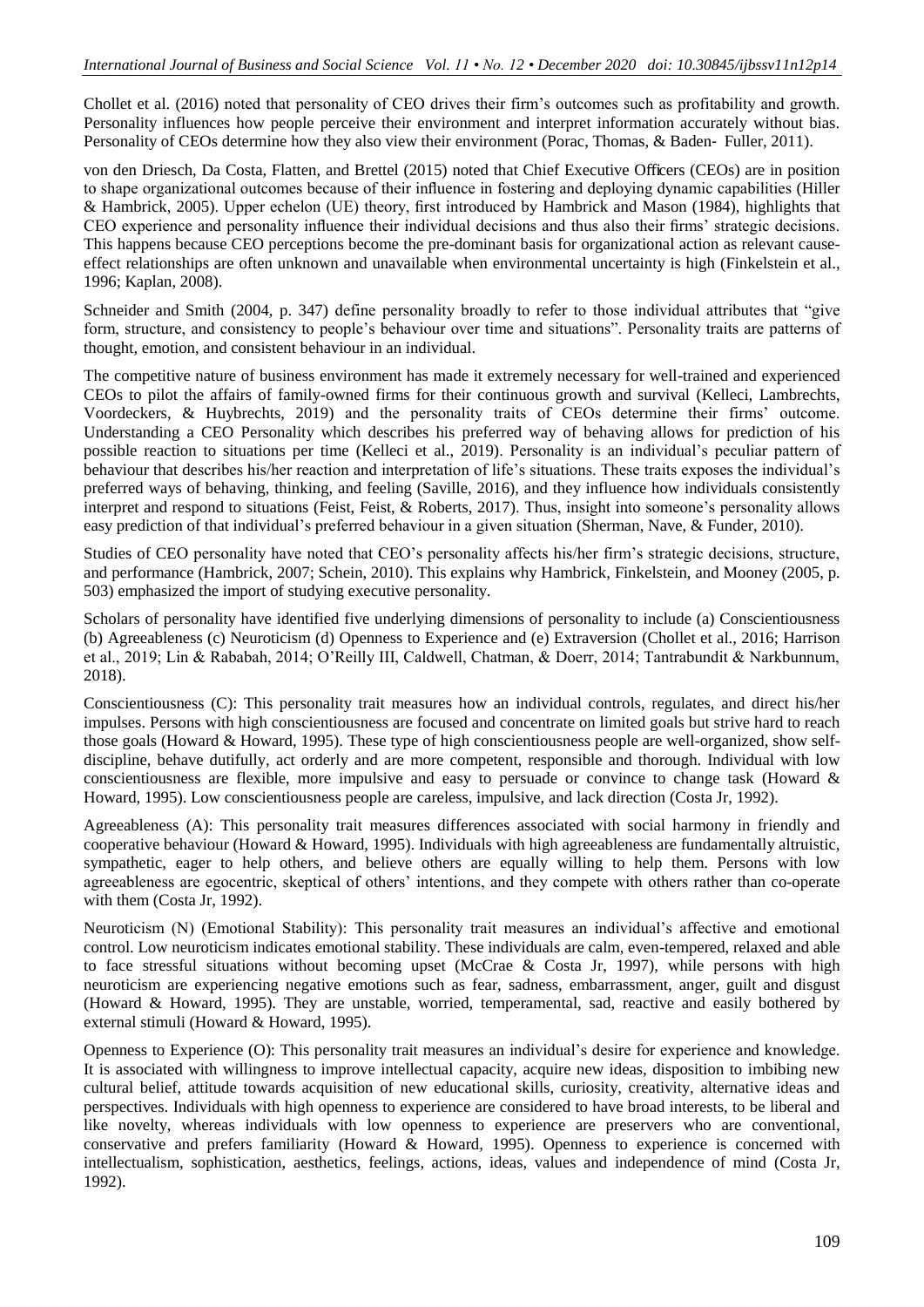Chollet et al. (2016) noted that personality of CEO drives their firm's outcomes such as profitability and growth. Personality influences how people perceive their environment and interpret information accurately without bias. Personality of CEOs determine how they also view their environment (Porac, Thomas, & Baden‐ Fuller, 2011).

von den Driesch, Da Costa, Flatten, and Brettel (2015) noted that Chief Executive Officers (CEOs) are in position to shape organizational outcomes because of their influence in fostering and deploying dynamic capabilities (Hiller & Hambrick, 2005). Upper echelon (UE) theory, first introduced by Hambrick and Mason (1984), highlights that CEO experience and personality influence their individual decisions and thus also their firms' strategic decisions. This happens because CEO perceptions become the pre-dominant basis for organizational action as relevant cause-effect relationships are often unknown and unavailable when environmental uncertainty is high (Finkelstein et al., 1996; Kaplan, 2008).

Schneider and Smith (2004, p. 347) define personality broadly to refer to those individual attributes that "give form, structure, and consistency to people's behaviour over time and situations". Personality traits are patterns of thought, emotion, and consistent behaviour in an individual.

The competitive nature of business environment has made it extremely necessary for well-trained and experienced CEOs to pilot the affairs of family-owned firms for their continuous growth and survival (Kelleci, Lambrechts, Voordeckers, & Huybrechts, 2019) and the personality traits of CEOs determine their firms' outcome. Understanding a CEO Personality which describes his preferred way of behaving allows for prediction of his possible reaction to situations per time (Kelleci et al., 2019). Personality is an individual's peculiar pattern of behaviour that describes his/her reaction and interpretation of life's situations. These traits exposes the individual's preferred ways of behaving, thinking, and feeling (Saville, 2016), and they influence how individuals consistently interpret and respond to situations (Feist, Feist, & Roberts, 2017). Thus, insight into someone's personality allows easy prediction of that individual's preferred behaviour in a given situation (Sherman, Nave, & Funder, 2010).

Studies of CEO personality have noted that CEO's personality affects his/her firm's strategic decisions, structure, and performance (Hambrick, 2007; Schein, 2010). This explains why Hambrick, Finkelstein, and Mooney (2005, p. 503) emphasized the import of studying executive personality.

Scholars of personality have identified five underlying dimensions of personality to include (a) Conscientiousness (b) Agreeableness (c) Neuroticism (d) Openness to Experience and (e) Extraversion (Chollet et al., 2016; Harrison et al., 2019; Lin & Rababah, 2014; O'Reilly III, Caldwell, Chatman, & Doerr, 2014; Tantrabundit & Narkbunnum, 2018).

Conscientiousness (C): This personality trait measures how an individual controls, regulates, and direct his/her impulses. Persons with high conscientiousness are focused and concentrate on limited goals but strive hard to reach those goals (Howard & Howard, 1995). These type of high conscientiousness people are well-organized, show self-discipline, behave dutifully, act orderly and are more competent, responsible and thorough. Individual with low conscientiousness are flexible, more impulsive and easy to persuade or convince to change task (Howard & Howard, 1995). Low conscientiousness people are careless, impulsive, and lack direction (Costa Jr, 1992).

Agreeableness (A): This personality trait measures differences associated with social harmony in friendly and cooperative behaviour (Howard & Howard, 1995). Individuals with high agreeableness are fundamentally altruistic, sympathetic, eager to help others, and believe others are equally willing to help them. Persons with low agreeableness are egocentric, skeptical of others' intentions, and they compete with others rather than co-operate with them (Costa Jr, 1992).

Neuroticism (N) (Emotional Stability): This personality trait measures an individual's affective and emotional control. Low neuroticism indicates emotional stability. These individuals are calm, even-tempered, relaxed and able to face stressful situations without becoming upset (McCrae & Costa Jr, 1997), while persons with high neuroticism are experiencing negative emotions such as fear, sadness, embarrassment, anger, guilt and disgust (Howard & Howard, 1995). They are unstable, worried, temperamental, sad, reactive and easily bothered by external stimuli (Howard & Howard, 1995).

Openness to Experience (O): This personality trait measures an individual's desire for experience and knowledge. It is associated with willingness to improve intellectual capacity, acquire new ideas, disposition to imbibing new cultural belief, attitude towards acquisition of new educational skills, curiosity, creativity, alternative ideas and perspectives. Individuals with high openness to experience are considered to have broad interests, to be liberal and like novelty, whereas individuals with low openness to experience are preservers who are conventional, conservative and prefers familiarity (Howard & Howard, 1995). Openness to experience is concerned with intellectualism, sophistication, aesthetics, feelings, actions, ideas, values and independence of mind (Costa Jr, 1992).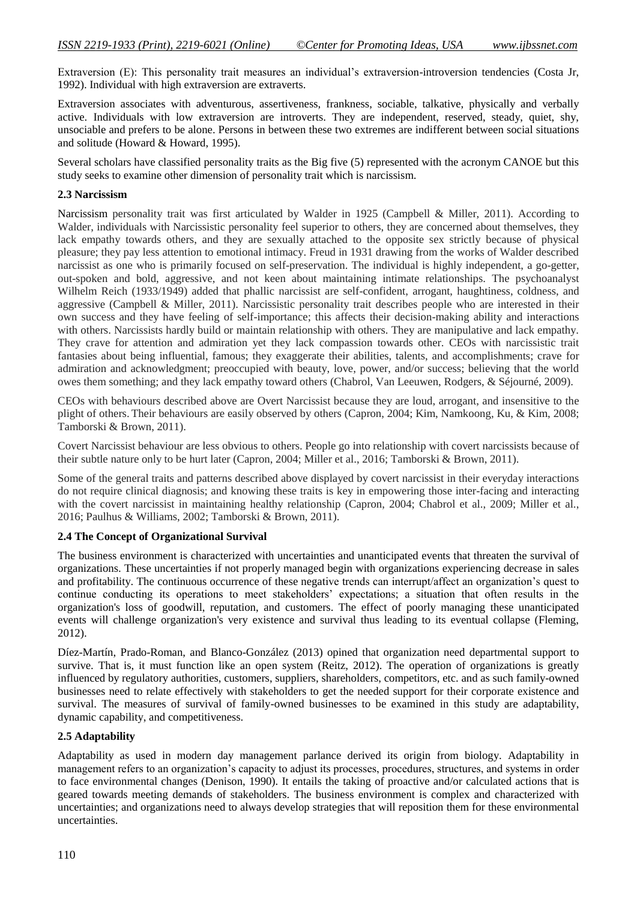Extraversion (E): This personality trait measures an individual's extraversion-introversion tendencies (Costa Jr, 1992). Individual with high extraversion are extraverts.

Extraversion associates with adventurous, assertiveness, frankness, sociable, talkative, physically and verbally active. Individuals with low extraversion are introverts. They are independent, reserved, steady, quiet, shy, unsociable and prefers to be alone. Persons in between these two extremes are indifferent between social situations and solitude (Howard & Howard, 1995).

Several scholars have classified personality traits as the Big five (5) represented with the acronym CANOE but this study seeks to examine other dimension of personality trait which is narcissism.

### 2.3 Narcissism

Narcissism personality trait was first articulated by Walder in 1925 (Campbell & Miller, 2011). According to Walder, individuals with Narcissistic personality feel superior to others, they are concerned about themselves, they lack empathy towards others, and they are sexually attached to the opposite sex strictly because of physical pleasure; they pay less attention to emotional intimacy. Freud in 1931 drawing from the works of Walder described narcissist as one who is primarily focused on self-preservation. The individual is highly independent, a go-getter, out-spoken and bold, aggressive, and not keen about maintaining intimate relationships. The psychoanalyst Wilhelm Reich (1933/1949) added that phallic narcissist are self-confident, arrogant, haughtiness, coldness, and aggressive (Campbell & Miller, 2011). Narcissistic personality trait describes people who are interested in their own success and they have feeling of self-importance; this affects their decision-making ability and interactions with others. Narcissists hardly build or maintain relationship with others. They are manipulative and lack empathy. They crave for attention and admiration yet they lack compassion towards other. CEOs with narcissistic trait fantasies about being influential, famous; they exaggerate their abilities, talents, and accomplishments; crave for admiration and acknowledgment; preoccupied with beauty, love, power, and/or success; believing that the world owes them something; and they lack empathy toward others (Chabrol, Van Leeuwen, Rodgers, & Séjourné, 2009).

CEOs with behaviours described above are Overt Narcissist because they are loud, arrogant, and insensitive to the plight of others. Their behaviours are easily observed by others (Capron, 2004; Kim, Namkoong, Ku, & Kim, 2008; Tamborski & Brown, 2011).

Covert Narcissist behaviour are less obvious to others. People go into relationship with covert narcissists because of their subtle nature only to be hurt later (Capron, 2004; Miller et al., 2016; Tamborski & Brown, 2011).

Some of the general traits and patterns described above displayed by covert narcissist in their everyday interactions do not require clinical diagnosis; and knowing these traits is key in empowering those inter-facing and interacting with the covert narcissist in maintaining healthy relationship (Capron, 2004; Chabrol et al., 2009; Miller et al., 2016; Paulhus & Williams, 2002; Tamborski & Brown, 2011).

### 2.4 The Concept of Organizational Survival

The business environment is characterized with uncertainties and unanticipated events that threaten the survival of organizations. These uncertainties if not properly managed begin with organizations experiencing decrease in sales and profitability. The continuous occurrence of these negative trends can interrupt/affect an organization's quest to continue conducting its operations to meet stakeholders' expectations; a situation that often results in the organization's loss of goodwill, reputation, and customers. The effect of poorly managing these unanticipated events will challenge organization's very existence and survival thus leading to its eventual collapse (Fleming, 2012).

Díez-Martín, Prado-Roman, and Blanco-González (2013) opined that organization need departmental support to survive. That is, it must function like an open system (Reitz, 2012). The operation of organizations is greatly influenced by regulatory authorities, customers, suppliers, shareholders, competitors, etc. and as such family-owned businesses need to relate effectively with stakeholders to get the needed support for their corporate existence and survival. The measures of survival of family-owned businesses to be examined in this study are adaptability, dynamic capability, and competitiveness.

### 2.5 Adaptability

Adaptability as used in modern day management parlance derived its origin from biology. Adaptability in management refers to an organization's capacity to adjust its processes, procedures, structures, and systems in order to face environmental changes (Denison, 1990). It entails the taking of proactive and/or calculated actions that is geared towards meeting demands of stakeholders. The business environment is complex and characterized with uncertainties; and organizations need to always develop strategies that will reposition them for these environmental uncertainties.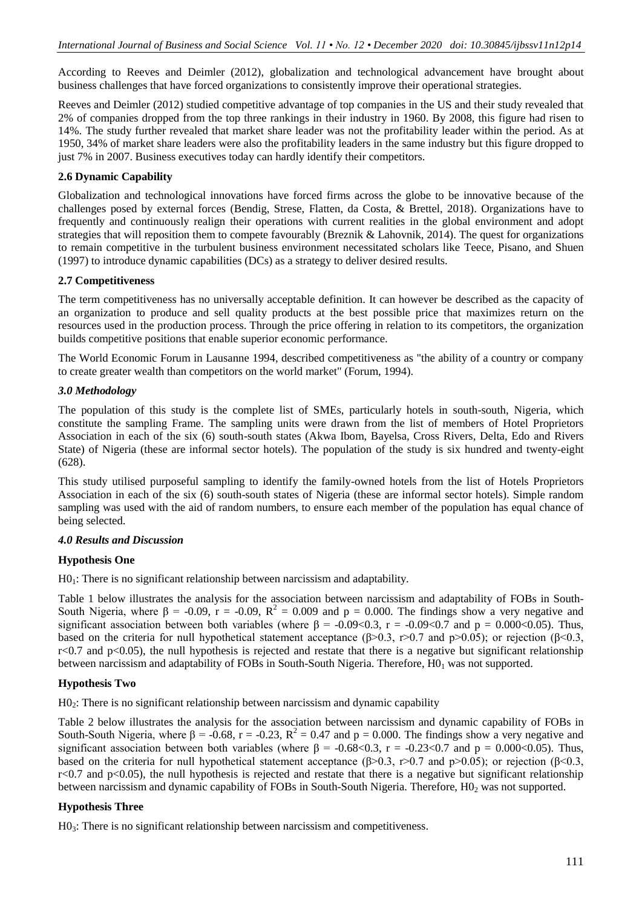According to Reeves and Deimler (2012), globalization and technological advancement have brought about business challenges that have forced organizations to consistently improve their operational strategies.

Reeves and Deimler (2012) studied competitive advantage of top companies in the US and their study revealed that 2% of companies dropped from the top three rankings in their industry in 1960. By 2008, this figure had risen to 14%. The study further revealed that market share leader was not the profitability leader within the period. As at 1950, 34% of market share leaders were also the profitability leaders in the same industry but this figure dropped to just 7% in 2007. Business executives today can hardly identify their competitors.

### 2.6 Dynamic Capability

Globalization and technological innovations have forced firms across the globe to be innovative because of the challenges posed by external forces (Bendig, Strese, Flatten, da Costa, & Brettel, 2018). Organizations have to frequently and continuously realign their operations with current realities in the global environment and adopt strategies that will reposition them to compete favourably (Breznik & Lahovnik, 2014). The quest for organizations to remain competitive in the turbulent business environment necessitated scholars like Teece, Pisano, and Shuen (1997) to introduce dynamic capabilities (DCs) as a strategy to deliver desired results.

### 2.7 Competitiveness

The term competitiveness has no universally acceptable definition. It can however be described as the capacity of an organization to produce and sell quality products at the best possible price that maximizes return on the resources used in the production process. Through the price offering in relation to its competitors, the organization builds competitive positions that enable superior economic performance.

The World Economic Forum in Lausanne 1994, described competitiveness as "the ability of a country or company to create greater wealth than competitors on the world market" (Forum, 1994).

## *3.0 Methodology*

The population of this study is the complete list of SMEs, particularly hotels in south-south, Nigeria, which constitute the sampling Frame. The sampling units were drawn from the list of members of Hotel Proprietors Association in each of the six (6) south-south states (Akwa Ibom, Bayelsa, Cross Rivers, Delta, Edo and Rivers State) of Nigeria (these are informal sector hotels). The population of the study is six hundred and twenty-eight (628).

This study utilised purposeful sampling to identify the family-owned hotels from the list of Hotels Proprietors Association in each of the six (6) south-south states of Nigeria (these are informal sector hotels). Simple random sampling was used with the aid of random numbers, to ensure each member of the population has equal chance of being selected.

## *4.0 Results and Discussion*

### Hypothesis One

$H0_1$: There is no significant relationship between narcissism and adaptability.

Table 1 below illustrates the analysis for the association between narcissism and adaptability of FOBs in South-South Nigeria, where $\beta = -0.09$, $r = -0.09$, $R^2 = 0.009$ and $p = 0.000$. The findings show a very negative and significant association between both variables (where $\beta = -0.09<0.3$, $r = -0.09<0.7$ and $p = 0.000<0.05$). Thus, based on the criteria for null hypothetical statement acceptance ($\beta>0.3$, $r>0.7$ and $p>0.05$); or rejection ($\beta<0.3$, $r<0.7$ and $p<0.05$), the null hypothesis is rejected and restate that there is a negative but significant relationship between narcissism and adaptability of FOBs in South-South Nigeria. Therefore, $H0_1$ was not supported.

### Hypothesis Two

$H0_2$: There is no significant relationship between narcissism and dynamic capability

Table 2 below illustrates the analysis for the association between narcissism and dynamic capability of FOBs in South-South Nigeria, where $\beta = -0.68$, $r = -0.23$, $R^2 = 0.47$ and $p = 0.000$. The findings show a very negative and significant association between both variables (where $\beta = -0.68<0.3$, $r = -0.23<0.7$ and $p = 0.000<0.05$). Thus, based on the criteria for null hypothetical statement acceptance ($\beta>0.3$, $r>0.7$ and $p>0.05$); or rejection ($\beta<0.3$, $r<0.7$ and $p<0.05$), the null hypothesis is rejected and restate that there is a negative but significant relationship between narcissism and dynamic capability of FOBs in South-South Nigeria. Therefore, $H0_2$ was not supported.

### Hypothesis Three

$H0_3$: There is no significant relationship between narcissism and competitiveness.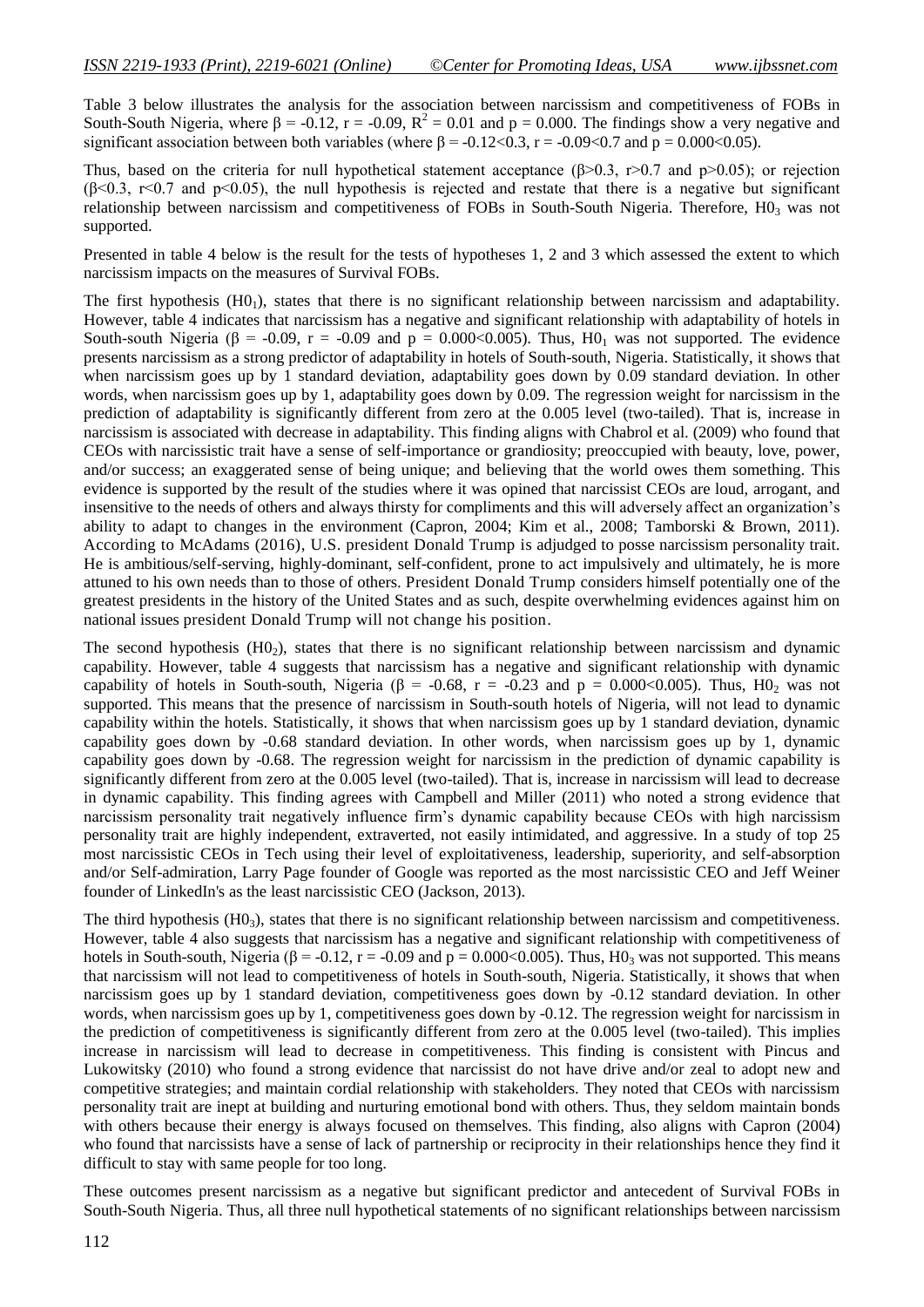Table 3 below illustrates the analysis for the association between narcissism and competitiveness of FOBs in South-South Nigeria, where $\beta = -0.12$, $r = -0.09$, $R^2 = 0.01$ and $p = 0.000$. The findings show a very negative and significant association between both variables (where $\beta = -0.12 < 0.3$, $r = -0.09 < 0.7$ and $p = 0.000 < 0.05$).

Thus, based on the criteria for null hypothetical statement acceptance ($\beta > 0.3$, $r > 0.7$ and $p > 0.05$); or rejection ($\beta < 0.3$, $r < 0.7$ and $p < 0.05$), the null hypothesis is rejected and restate that there is a negative but significant relationship between narcissism and competitiveness of FOBs in South-South Nigeria. Therefore, $H0_3$ was not supported.

Presented in table 4 below is the result for the tests of hypotheses 1, 2 and 3 which assessed the extent to which narcissism impacts on the measures of Survival FOBs.

The first hypothesis ($H0_1$), states that there is no significant relationship between narcissism and adaptability. However, table 4 indicates that narcissism has a negative and significant relationship with adaptability of hotels in South-south Nigeria ($\beta = -0.09$, $r = -0.09$ and $p = 0.000 < 0.005$). Thus, $H0_1$ was not supported. The evidence presents narcissism as a strong predictor of adaptability in hotels of South-south, Nigeria. Statistically, it shows that when narcissism goes up by 1 standard deviation, adaptability goes down by 0.09 standard deviation. In other words, when narcissism goes up by 1, adaptability goes down by 0.09. The regression weight for narcissism in the prediction of adaptability is significantly different from zero at the 0.005 level (two-tailed). That is, increase in narcissism is associated with decrease in adaptability. This finding aligns with Chabrol et al. (2009) who found that CEOs with narcissistic trait have a sense of self-importance or grandiosity; preoccupied with beauty, love, power, and/or success; an exaggerated sense of being unique; and believing that the world owes them something. This evidence is supported by the result of the studies where it was opined that narcissist CEOs are loud, arrogant, and insensitive to the needs of others and always thirsty for compliments and this will adversely affect an organization's ability to adapt to changes in the environment (Capron, 2004; Kim et al., 2008; Tamborski & Brown, 2011). According to McAdams (2016), U.S. president Donald Trump is adjudged to posse narcissism personality trait. He is ambitious/self-serving, highly-dominant, self-confident, prone to act impulsively and ultimately, he is more attuned to his own needs than to those of others. President Donald Trump considers himself potentially one of the greatest presidents in the history of the United States and as such, despite overwhelming evidences against him on national issues president Donald Trump will not change his position.

The second hypothesis ($H0_2$), states that there is no significant relationship between narcissism and dynamic capability. However, table 4 suggests that narcissism has a negative and significant relationship with dynamic capability of hotels in South-south, Nigeria ($\beta = -0.68$, $r = -0.23$ and $p = 0.000 < 0.005$). Thus, $H0_2$ was not supported. This means that the presence of narcissism in South-south hotels of Nigeria, will not lead to dynamic capability within the hotels. Statistically, it shows that when narcissism goes up by 1 standard deviation, dynamic capability goes down by -0.68 standard deviation. In other words, when narcissism goes up by 1, dynamic capability goes down by -0.68. The regression weight for narcissism in the prediction of dynamic capability is significantly different from zero at the 0.005 level (two-tailed). That is, increase in narcissism will lead to decrease in dynamic capability. This finding agrees with Campbell and Miller (2011) who noted a strong evidence that narcissism personality trait negatively influence firm's dynamic capability because CEOs with high narcissism personality trait are highly independent, extraverted, not easily intimidated, and aggressive. In a study of top 25 most narcissistic CEOs in Tech using their level of exploitativeness, leadership, superiority, and self-absorption and/or Self-admiration, Larry Page founder of Google was reported as the most narcissistic CEO and Jeff Weiner founder of LinkedIn's as the least narcissistic CEO (Jackson, 2013).

The third hypothesis ($H0_3$), states that there is no significant relationship between narcissism and competitiveness. However, table 4 also suggests that narcissism has a negative and significant relationship with competitiveness of hotels in South-south, Nigeria ($\beta = -0.12$, $r = -0.09$ and $p = 0.000 < 0.005$). Thus, $H0_3$ was not supported. This means that narcissism will not lead to competitiveness of hotels in South-south, Nigeria. Statistically, it shows that when narcissism goes up by 1 standard deviation, competitiveness goes down by -0.12 standard deviation. In other words, when narcissism goes up by 1, competitiveness goes down by -0.12. The regression weight for narcissism in the prediction of competitiveness is significantly different from zero at the 0.005 level (two-tailed). This implies increase in narcissism will lead to decrease in competitiveness. This finding is consistent with Pincus and Lukowitsky (2010) who found a strong evidence that narcissist do not have drive and/or zeal to adopt new and competitive strategies; and maintain cordial relationship with stakeholders. They noted that CEOs with narcissism personality trait are inept at building and nurturing emotional bond with others. Thus, they seldom maintain bonds with others because their energy is always focused on themselves. This finding, also aligns with Capron (2004) who found that narcissists have a sense of lack of partnership or reciprocity in their relationships hence they find it difficult to stay with same people for too long.

These outcomes present narcissism as a negative but significant predictor and antecedent of Survival FOBs in South-South Nigeria. Thus, all three null hypothetical statements of no significant relationships between narcissism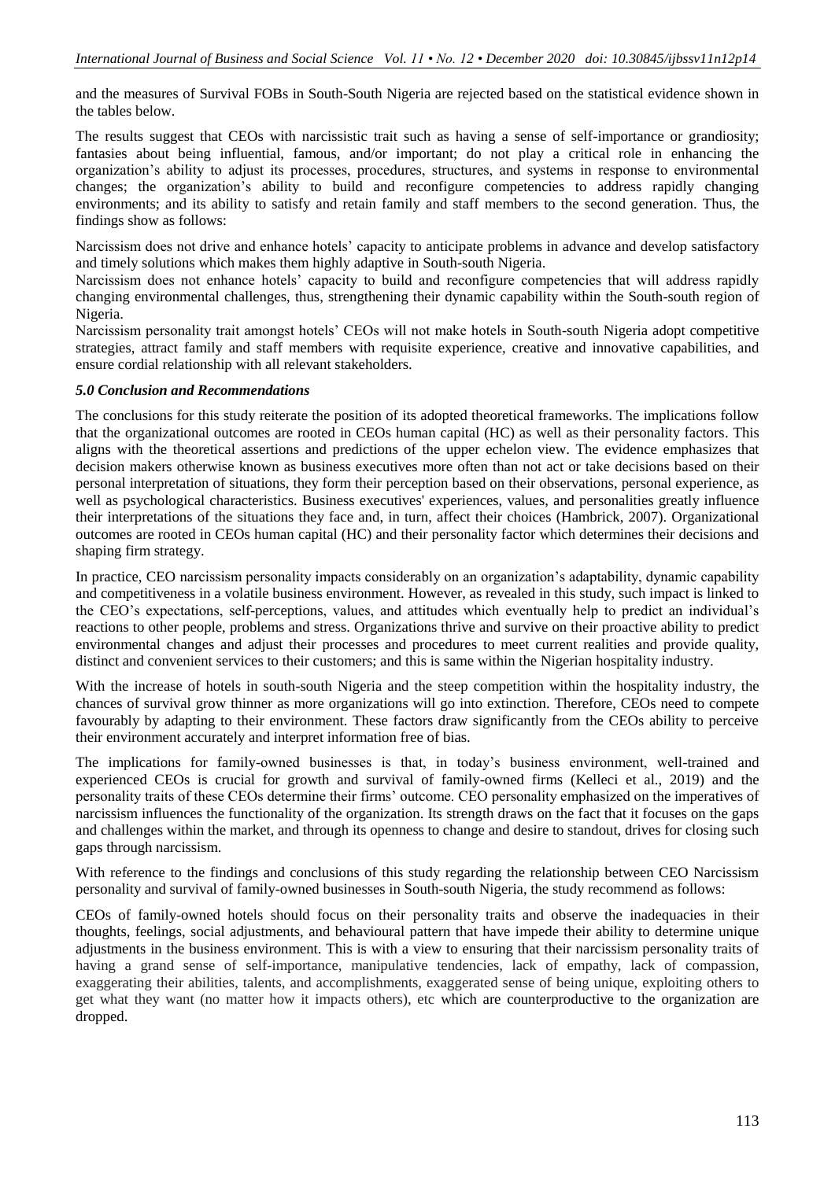and the measures of Survival FOBs in South-South Nigeria are rejected based on the statistical evidence shown in the tables below.

The results suggest that CEOs with narcissistic trait such as having a sense of self-importance or grandiosity; fantasies about being influential, famous, and/or important; do not play a critical role in enhancing the organization's ability to adjust its processes, procedures, structures, and systems in response to environmental changes; the organization's ability to build and reconfigure competencies to address rapidly changing environments; and its ability to satisfy and retain family and staff members to the second generation. Thus, the findings show as follows:

Narcissism does not drive and enhance hotels' capacity to anticipate problems in advance and develop satisfactory and timely solutions which makes them highly adaptive in South-south Nigeria.

Narcissism does not enhance hotels' capacity to build and reconfigure competencies that will address rapidly changing environmental challenges, thus, strengthening their dynamic capability within the South-south region of Nigeria.

Narcissism personality trait amongst hotels' CEOs will not make hotels in South-south Nigeria adopt competitive strategies, attract family and staff members with requisite experience, creative and innovative capabilities, and ensure cordial relationship with all relevant stakeholders.

### *5.0 Conclusion and Recommendations*

The conclusions for this study reiterate the position of its adopted theoretical frameworks. The implications follow that the organizational outcomes are rooted in CEOs human capital (HC) as well as their personality factors. This aligns with the theoretical assertions and predictions of the upper echelon view. The evidence emphasizes that decision makers otherwise known as business executives more often than not act or take decisions based on their personal interpretation of situations, they form their perception based on their observations, personal experience, as well as psychological characteristics. Business executives' experiences, values, and personalities greatly influence their interpretations of the situations they face and, in turn, affect their choices (Hambrick, 2007). Organizational outcomes are rooted in CEOs human capital (HC) and their personality factor which determines their decisions and shaping firm strategy.

In practice, CEO narcissism personality impacts considerably on an organization's adaptability, dynamic capability and competitiveness in a volatile business environment. However, as revealed in this study, such impact is linked to the CEO's expectations, self-perceptions, values, and attitudes which eventually help to predict an individual's reactions to other people, problems and stress. Organizations thrive and survive on their proactive ability to predict environmental changes and adjust their processes and procedures to meet current realities and provide quality, distinct and convenient services to their customers; and this is same within the Nigerian hospitality industry.

With the increase of hotels in south-south Nigeria and the steep competition within the hospitality industry, the chances of survival grow thinner as more organizations will go into extinction. Therefore, CEOs need to compete favourably by adapting to their environment. These factors draw significantly from the CEOs ability to perceive their environment accurately and interpret information free of bias.

The implications for family-owned businesses is that, in today's business environment, well-trained and experienced CEOs is crucial for growth and survival of family-owned firms (Kelleci et al., 2019) and the personality traits of these CEOs determine their firms' outcome. CEO personality emphasized on the imperatives of narcissism influences the functionality of the organization. Its strength draws on the fact that it focuses on the gaps and challenges within the market, and through its openness to change and desire to standout, drives for closing such gaps through narcissism.

With reference to the findings and conclusions of this study regarding the relationship between CEO Narcissism personality and survival of family-owned businesses in South-south Nigeria, the study recommend as follows:

CEOs of family-owned hotels should focus on their personality traits and observe the inadequacies in their thoughts, feelings, social adjustments, and behavioural pattern that have impede their ability to determine unique adjustments in the business environment. This is with a view to ensuring that their narcissism personality traits of having a grand sense of self-importance, manipulative tendencies, lack of empathy, lack of compassion, exaggerating their abilities, talents, and accomplishments, exaggerated sense of being unique, exploiting others to get what they want (no matter how it impacts others), etc which are counterproductive to the organization are dropped.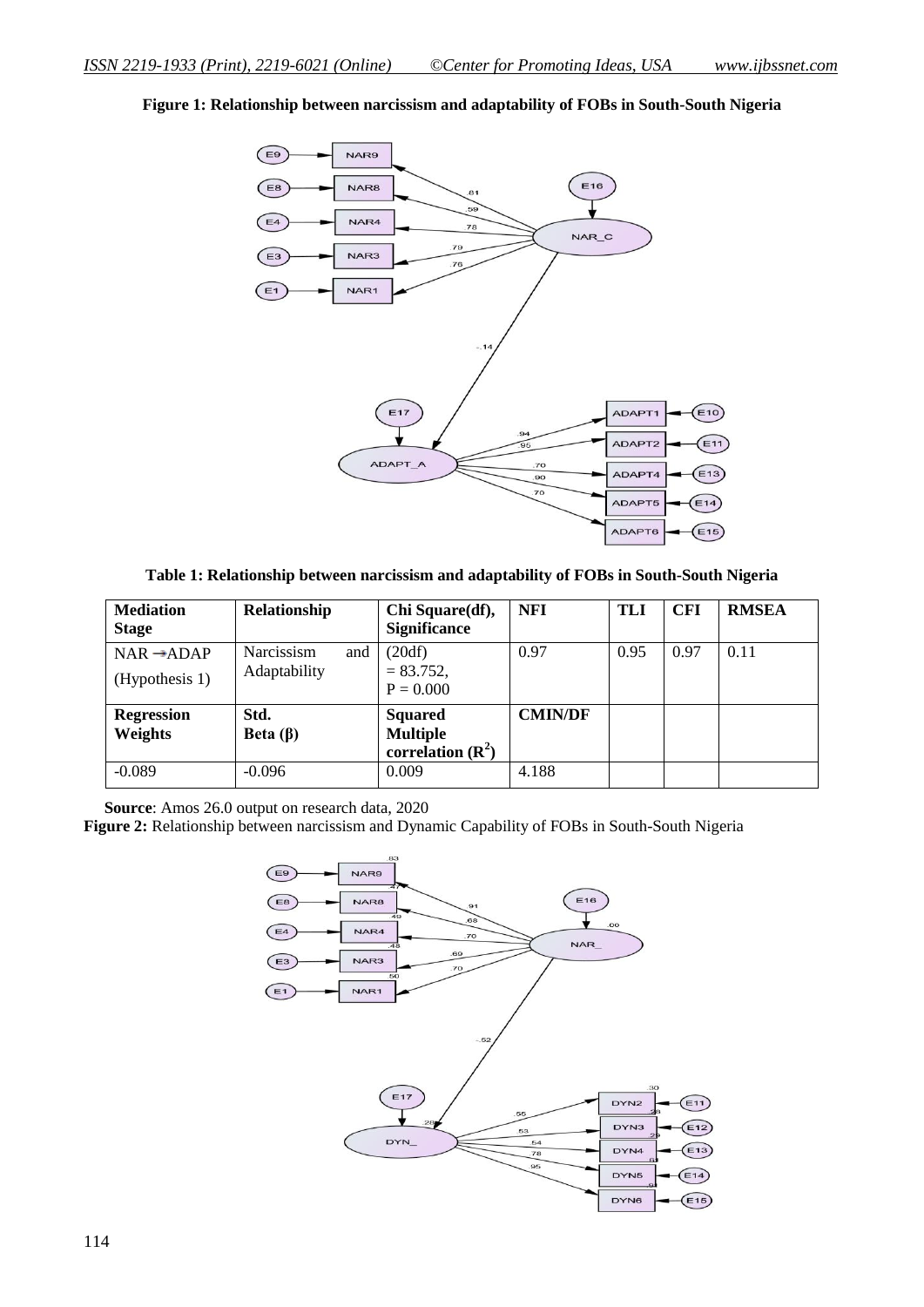**Figure 1: Relationship between narcissism and adaptability of FOBs in South-South Nigeria**

**Table 1: Relationship between narcissism and adaptability of FOBs in South-South Nigeria**

| Mediation Stage | Relationship | Chi Square(df), Significance | NFI | TLI | CFI | RMSEA |
|---|---|---|---|---|---|---|
| NAR →ADAP (Hypothesis 1) | Narcissism and Adaptability | (20df) = 83.752, P = 0.000 | 0.97 | 0.95 | 0.97 | 0.11 |
| **Regression Weights** | **Std. Beta (β)** | **Squared Multiple correlation ($R^2$)** | **CMIN/DF** | | | |
| -0.089 | -0.096 | 0.009 | 4.188 | | | |

**Source**: Amos 26.0 output on research data, 2020

**Figure 2:** Relationship between narcissism and Dynamic Capability of FOBs in South-South Nigeria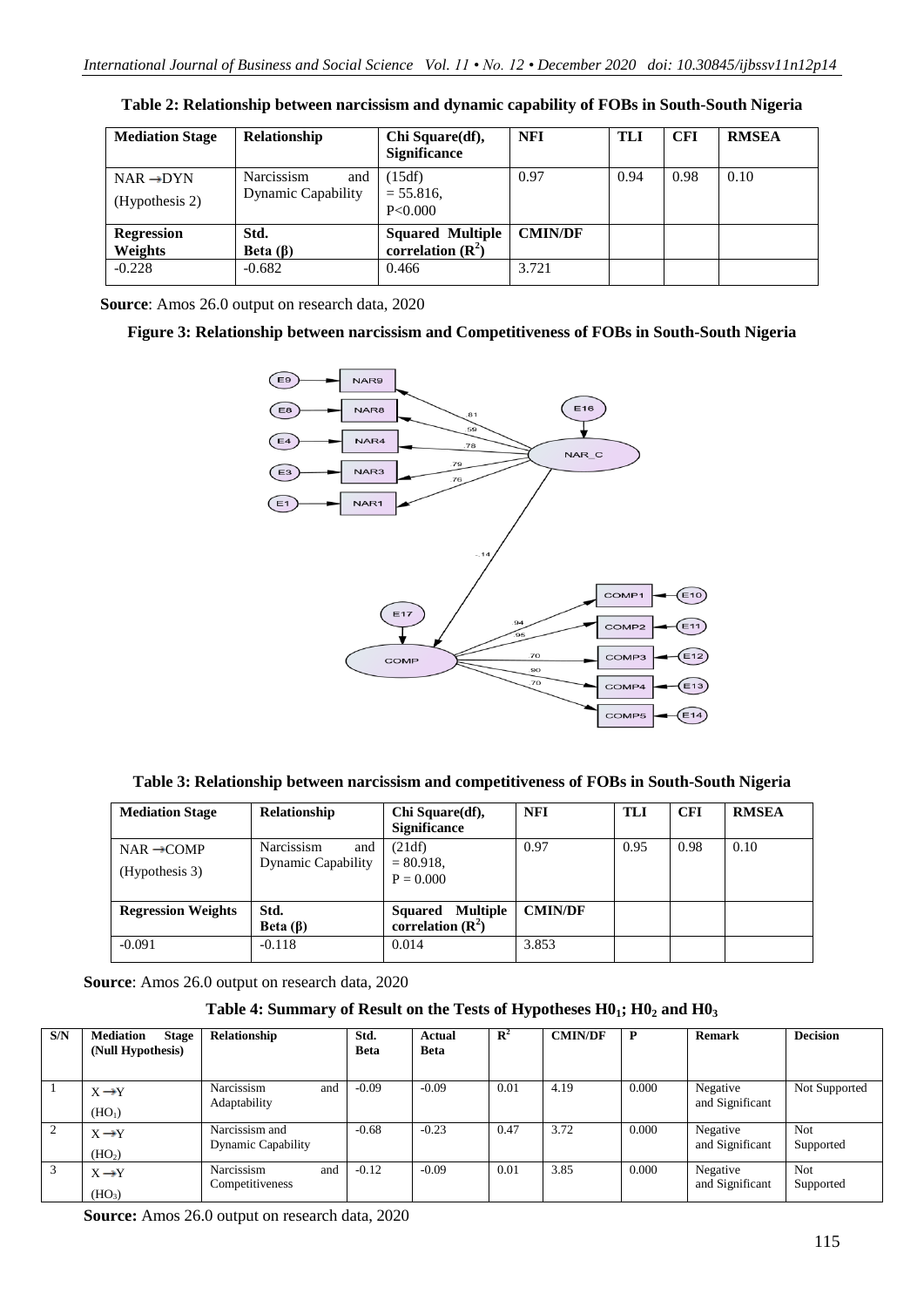**Table 2: Relationship between narcissism and dynamic capability of FOBs in South-South Nigeria**

| Mediation Stage | Relationship | Chi Square(df), Significance | NFI | TLI | CFI | RMSEA |
|---|---|---|---|---|---|---|
| NAR →DYN (Hypothesis 2) | Narcissism and Dynamic Capability | (15df) = 55.816, P<0.000 | 0.97 | 0.94 | 0.98 | 0.10 |
| **Regression Weights** | **Std. Beta (β)** | **Squared Multiple correlation ($R^2$)** | **CMIN/DF** | | | |
| -0.228 | -0.682 | 0.466 | 3.721 | | | |

**Source**: Amos 26.0 output on research data, 2020

**Figure 3: Relationship between narcissism and Competitiveness of FOBs in South-South Nigeria**

**Table 3: Relationship between narcissism and competitiveness of FOBs in South-South Nigeria**

| Mediation Stage | Relationship | Chi Square(df), Significance | NFI | TLI | CFI | RMSEA |
|---|---|---|---|---|---|---|
| NAR →COMP (Hypothesis 3) | Narcissism and Dynamic Capability | (21df) = 80.918, P = 0.000 | 0.97 | 0.95 | 0.98 | 0.10 |
| **Regression Weights** | **Std. Beta (β)** | **Squared Multiple correlation ($R^2$)** | **CMIN/DF** | | | |
| -0.091 | -0.118 | 0.014 | 3.853 | | | |

**Source**: Amos 26.0 output on research data, 2020

**Table 4: Summary of Result on the Tests of Hypotheses $H0_1$; $H0_2$ and $H0_3$**

| S/N | Mediation Stage (Null Hypothesis) | Relationship | Std. Beta | Actual Beta | $R^2$ | CMIN/DF | P | Remark | Decision |
|---|---|---|---|---|---|---|---|---|---|
| 1 | X →Y ($HO_1$) | Narcissism and Adaptability | -0.09 | -0.09 | 0.01 | 4.19 | 0.000 | Negative and Significant | Not Supported |
| 2 | X →Y ($HO_2$) | Narcissism and Dynamic Capability | -0.68 | -0.23 | 0.47 | 3.72 | 0.000 | Negative and Significant | Not Supported |
| 3 | X →Y ($HO_3$) | Narcissism and Competitiveness | -0.12 | -0.09 | 0.01 | 3.85 | 0.000 | Negative and Significant | Not Supported |

**Source:** Amos 26.0 output on research data, 2020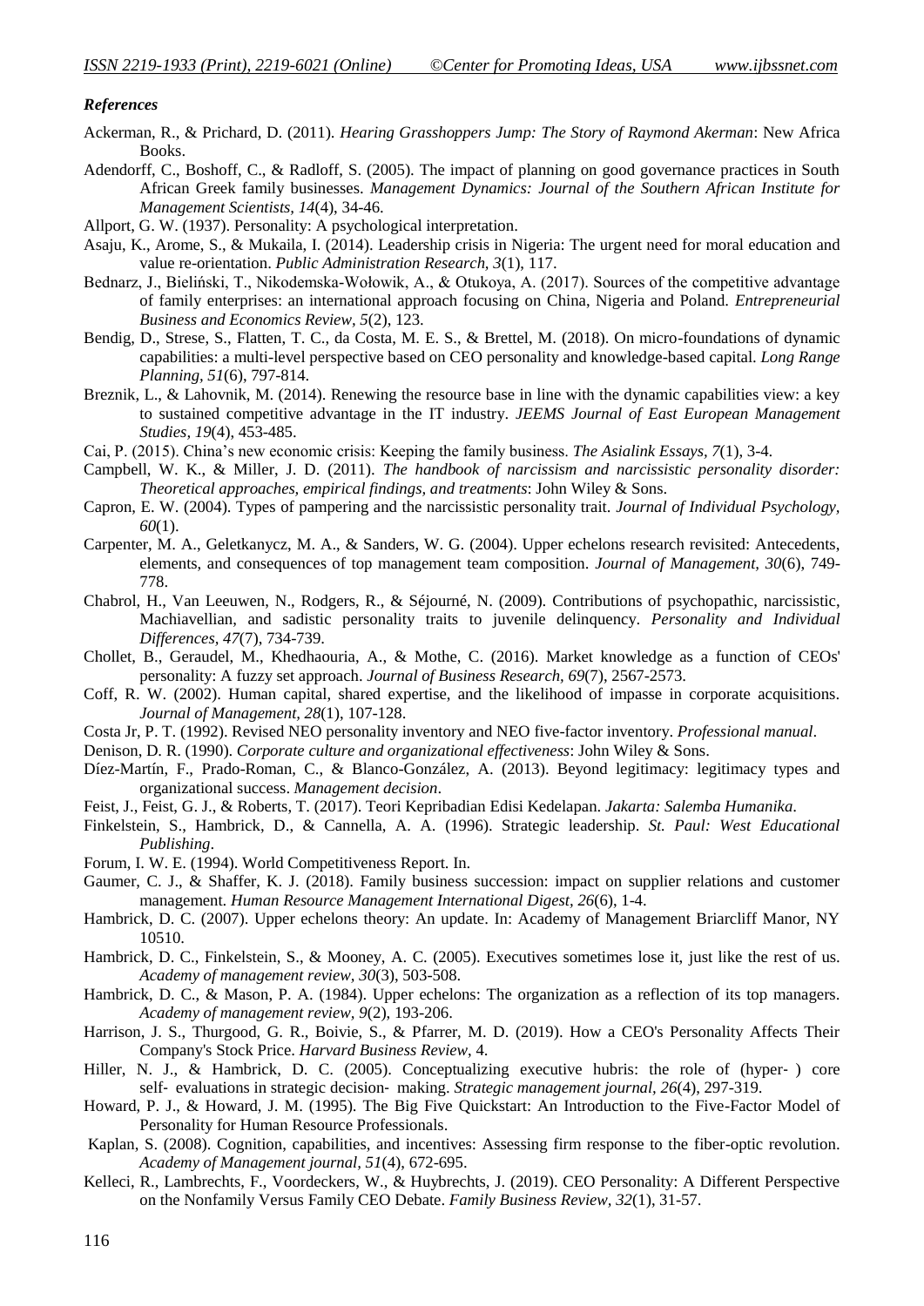### *References*

Ackerman, R., & Prichard, D. (2011). *Hearing Grasshoppers Jump: The Story of Raymond Akerman*: New Africa Books.

Adendorff, C., Boshoff, C., & Radloff, S. (2005). The impact of planning on good governance practices in South African Greek family businesses. *Management Dynamics: Journal of the Southern African Institute for Management Scientists, 14*(4), 34-46.

Allport, G. W. (1937). Personality: A psychological interpretation.

Asaju, K., Arome, S., & Mukaila, I. (2014). Leadership crisis in Nigeria: The urgent need for moral education and value re-orientation. *Public Administration Research, 3*(1), 117.

Bednarz, J., Bieliński, T., Nikodemska-Wołowik, A., & Otukoya, A. (2017). Sources of the competitive advantage of family enterprises: an international approach focusing on China, Nigeria and Poland. *Entrepreneurial Business and Economics Review, 5*(2), 123.

Bendig, D., Strese, S., Flatten, T. C., da Costa, M. E. S., & Brettel, M. (2018). On micro-foundations of dynamic capabilities: a multi-level perspective based on CEO personality and knowledge-based capital. *Long Range Planning, 51*(6), 797-814.

Breznik, L., & Lahovnik, M. (2014). Renewing the resource base in line with the dynamic capabilities view: a key to sustained competitive advantage in the IT industry. *JEEMS Journal of East European Management Studies, 19*(4), 453-485.

Cai, P. (2015). China's new economic crisis: Keeping the family business. *The Asialink Essays, 7*(1), 3-4.

Campbell, W. K., & Miller, J. D. (2011). *The handbook of narcissism and narcissistic personality disorder: Theoretical approaches, empirical findings, and treatments*: John Wiley & Sons.

Capron, E. W. (2004). Types of pampering and the narcissistic personality trait. *Journal of Individual Psychology, 60*(1).

Carpenter, M. A., Geletkanycz, M. A., & Sanders, W. G. (2004). Upper echelons research revisited: Antecedents, elements, and consequences of top management team composition. *Journal of Management, 30*(6), 749-778.

Chabrol, H., Van Leeuwen, N., Rodgers, R., & Séjourné, N. (2009). Contributions of psychopathic, narcissistic, Machiavellian, and sadistic personality traits to juvenile delinquency. *Personality and Individual Differences, 47*(7), 734-739.

Chollet, B., Geraudel, M., Khedhaouria, A., & Mothe, C. (2016). Market knowledge as a function of CEOs' personality: A fuzzy set approach. *Journal of Business Research, 69*(7), 2567-2573.

Coff, R. W. (2002). Human capital, shared expertise, and the likelihood of impasse in corporate acquisitions. *Journal of Management, 28*(1), 107-128.

Costa Jr, P. T. (1992). Revised NEO personality inventory and NEO five-factor inventory. *Professional manual*.

Denison, D. R. (1990). *Corporate culture and organizational effectiveness*: John Wiley & Sons.

Díez-Martín, F., Prado-Roman, C., & Blanco-González, A. (2013). Beyond legitimacy: legitimacy types and organizational success. *Management decision*.

Feist, J., Feist, G. J., & Roberts, T. (2017). Teori Kepribadian Edisi Kedelapan. *Jakarta: Salemba Humanika*.

Finkelstein, S., Hambrick, D., & Cannella, A. A. (1996). Strategic leadership. *St. Paul: West Educational Publishing*.

Forum, I. W. E. (1994). World Competitiveness Report. In.

Gaumer, C. J., & Shaffer, K. J. (2018). Family business succession: impact on supplier relations and customer management. *Human Resource Management International Digest, 26*(6), 1-4.

Hambrick, D. C. (2007). Upper echelons theory: An update. In: Academy of Management Briarcliff Manor, NY 10510.

Hambrick, D. C., Finkelstein, S., & Mooney, A. C. (2005). Executives sometimes lose it, just like the rest of us. *Academy of management review, 30*(3), 503-508.

Hambrick, D. C., & Mason, P. A. (1984). Upper echelons: The organization as a reflection of its top managers. *Academy of management review, 9*(2), 193-206.

Harrison, J. S., Thurgood, G. R., Boivie, S., & Pfarrer, M. D. (2019). How a CEO's Personality Affects Their Company's Stock Price. *Harvard Business Review*, 4.

Hiller, N. J., & Hambrick, D. C. (2005). Conceptualizing executive hubris: the role of (hyper‐) core self‐ evaluations in strategic decision‐ making. *Strategic management journal, 26*(4), 297-319.

Howard, P. J., & Howard, J. M. (1995). The Big Five Quickstart: An Introduction to the Five-Factor Model of Personality for Human Resource Professionals.

Kaplan, S. (2008). Cognition, capabilities, and incentives: Assessing firm response to the fiber-optic revolution. *Academy of Management journal, 51*(4), 672-695.

Kelleci, R., Lambrechts, F., Voordeckers, W., & Huybrechts, J. (2019). CEO Personality: A Different Perspective on the Nonfamily Versus Family CEO Debate. *Family Business Review, 32*(1), 31-57.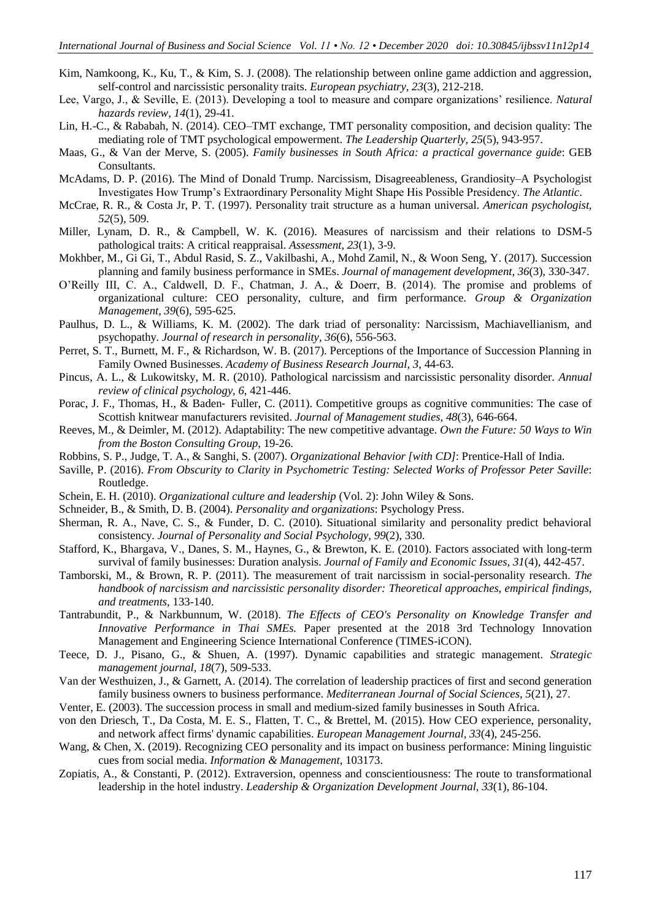Kim, Namkoong, K., Ku, T., & Kim, S. J. (2008). The relationship between online game addiction and aggression, self-control and narcissistic personality traits. *European psychiatry, 23*(3), 212-218.

Lee, Vargo, J., & Seville, E. (2013). Developing a tool to measure and compare organizations' resilience. *Natural hazards review, 14*(1), 29-41.

Lin, H.-C., & Rababah, N. (2014). CEO–TMT exchange, TMT personality composition, and decision quality: The mediating role of TMT psychological empowerment. *The Leadership Quarterly, 25*(5), 943-957.

Maas, G., & Van der Merve, S. (2005). *Family businesses in South Africa: a practical governance guide*: GEB Consultants.

McAdams, D. P. (2016). The Mind of Donald Trump. Narcissism, Disagreeableness, Grandiosity–A Psychologist Investigates How Trump's Extraordinary Personality Might Shape His Possible Presidency. *The Atlantic*.

McCrae, R. R., & Costa Jr, P. T. (1997). Personality trait structure as a human universal. *American psychologist, 52*(5), 509.

Miller, Lynam, D. R., & Campbell, W. K. (2016). Measures of narcissism and their relations to DSM-5 pathological traits: A critical reappraisal. *Assessment, 23*(1), 3-9.

Mokhber, M., Gi Gi, T., Abdul Rasid, S. Z., Vakilbashi, A., Mohd Zamil, N., & Woon Seng, Y. (2017). Succession planning and family business performance in SMEs. *Journal of management development, 36*(3), 330-347.

O'Reilly III, C. A., Caldwell, D. F., Chatman, J. A., & Doerr, B. (2014). The promise and problems of organizational culture: CEO personality, culture, and firm performance. *Group & Organization Management, 39*(6), 595-625.

Paulhus, D. L., & Williams, K. M. (2002). The dark triad of personality: Narcissism, Machiavellianism, and psychopathy. *Journal of research in personality, 36*(6), 556-563.

Perret, S. T., Burnett, M. F., & Richardson, W. B. (2017). Perceptions of the Importance of Succession Planning in Family Owned Businesses. *Academy of Business Research Journal, 3*, 44-63.

Pincus, A. L., & Lukowitsky, M. R. (2010). Pathological narcissism and narcissistic personality disorder. *Annual review of clinical psychology, 6*, 421-446.

Porac, J. F., Thomas, H., & Baden‐Fuller, C. (2011). Competitive groups as cognitive communities: The case of Scottish knitwear manufacturers revisited. *Journal of Management studies, 48*(3), 646-664.

Reeves, M., & Deimler, M. (2012). Adaptability: The new competitive advantage. *Own the Future: 50 Ways to Win from the Boston Consulting Group*, 19-26.

Robbins, S. P., Judge, T. A., & Sanghi, S. (2007). *Organizational Behavior [with CD]*: Prentice-Hall of India.

Saville, P. (2016). *From Obscurity to Clarity in Psychometric Testing: Selected Works of Professor Peter Saville*: Routledge.

Schein, E. H. (2010). *Organizational culture and leadership* (Vol. 2): John Wiley & Sons.

Schneider, B., & Smith, D. B. (2004). *Personality and organizations*: Psychology Press.

Sherman, R. A., Nave, C. S., & Funder, D. C. (2010). Situational similarity and personality predict behavioral consistency. *Journal of Personality and Social Psychology, 99*(2), 330.

Stafford, K., Bhargava, V., Danes, S. M., Haynes, G., & Brewton, K. E. (2010). Factors associated with long-term survival of family businesses: Duration analysis. *Journal of Family and Economic Issues, 31*(4), 442-457.

Tamborski, M., & Brown, R. P. (2011). The measurement of trait narcissism in social-personality research. *The handbook of narcissism and narcissistic personality disorder: Theoretical approaches, empirical findings, and treatments*, 133-140.

Tantrabundit, P., & Narkbunnum, W. (2018). *The Effects of CEO's Personality on Knowledge Transfer and Innovative Performance in Thai SMEs.* Paper presented at the 2018 3rd Technology Innovation Management and Engineering Science International Conference (TIMES-iCON).

Teece, D. J., Pisano, G., & Shuen, A. (1997). Dynamic capabilities and strategic management. *Strategic management journal, 18*(7), 509-533.

Van der Westhuizen, J., & Garnett, A. (2014). The correlation of leadership practices of first and second generation family business owners to business performance. *Mediterranean Journal of Social Sciences, 5*(21), 27.

Venter, E. (2003). The succession process in small and medium-sized family businesses in South Africa.

von den Driesch, T., Da Costa, M. E. S., Flatten, T. C., & Brettel, M. (2015). How CEO experience, personality, and network affect firms' dynamic capabilities. *European Management Journal, 33*(4), 245-256.

Wang, & Chen, X. (2019). Recognizing CEO personality and its impact on business performance: Mining linguistic cues from social media. *Information & Management*, 103173.

Zopiatis, A., & Constanti, P. (2012). Extraversion, openness and conscientiousness: The route to transformational leadership in the hotel industry. *Leadership & Organization Development Journal, 33*(1), 86-104.